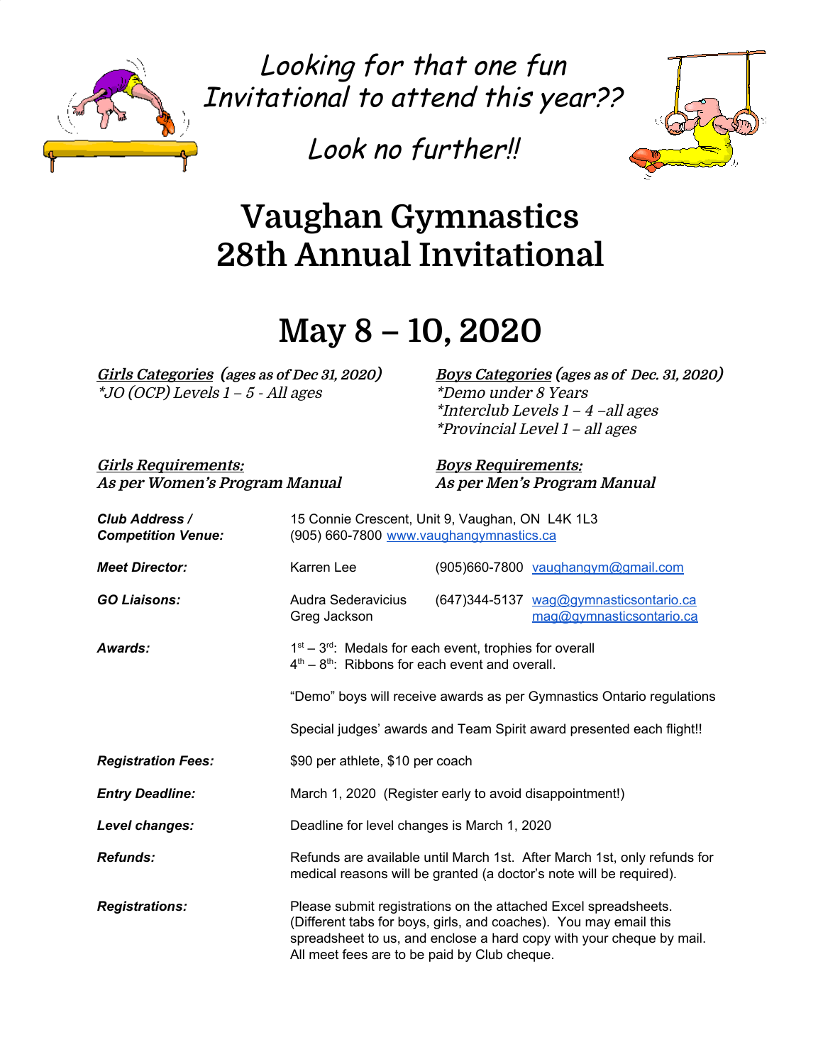*Looking for that one fun Invitational to attend this year??*

*Look no further!!*

# Vaughan Gymnastics 28th Annual Invitational

# May 8 – 10, 2020

***Girls Categories*** ***(ages as of Dec 31, 2020)***
*\*JO (OCP) Levels 1 – 5 - All ages*

***Boys Categories*** ***(ages as of Dec. 31, 2020)***
*\*Demo under 8 Years*
*\*Interclub Levels 1 – 4 –all ages*
*\*Provincial Level 1 – all ages*

***Girls Requirements:***
***As per Women's Program Manual***

***Boys Requirements:***
***As per Men's Program Manual***

***Club Address / Competition Venue:*** 15 Connie Crescent, Unit 9, Vaughan, ON L4K 1L3
(905) 660-7800 www.vaughangymnastics.ca

***Meet Director:*** Karren Lee (905)660-7800 vaughangym@gmail.com

***GO Liaisons:*** Audra Sederavicius (647)344-5137 wag@gymnasticsontario.ca
Greg Jackson mag@gymnasticsontario.ca

***Awards:*** 1st – 3rd: Medals for each event, trophies for overall
4th – 8th: Ribbons for each event and overall.

"Demo" boys will receive awards as per Gymnastics Ontario regulations

Special judges' awards and Team Spirit award presented each flight!!

***Registration Fees:*** $90 per athlete, $10 per coach

***Entry Deadline:*** March 1, 2020 (Register early to avoid disappointment!)

***Level changes:*** Deadline for level changes is March 1, 2020

***Refunds:*** Refunds are available until March 1st. After March 1st, only refunds for medical reasons will be granted (a doctor's note will be required).

***Registrations:*** Please submit registrations on the attached Excel spreadsheets. (Different tabs for boys, girls, and coaches). You may email this spreadsheet to us, and enclose a hard copy with your cheque by mail. All meet fees are to be paid by Club cheque.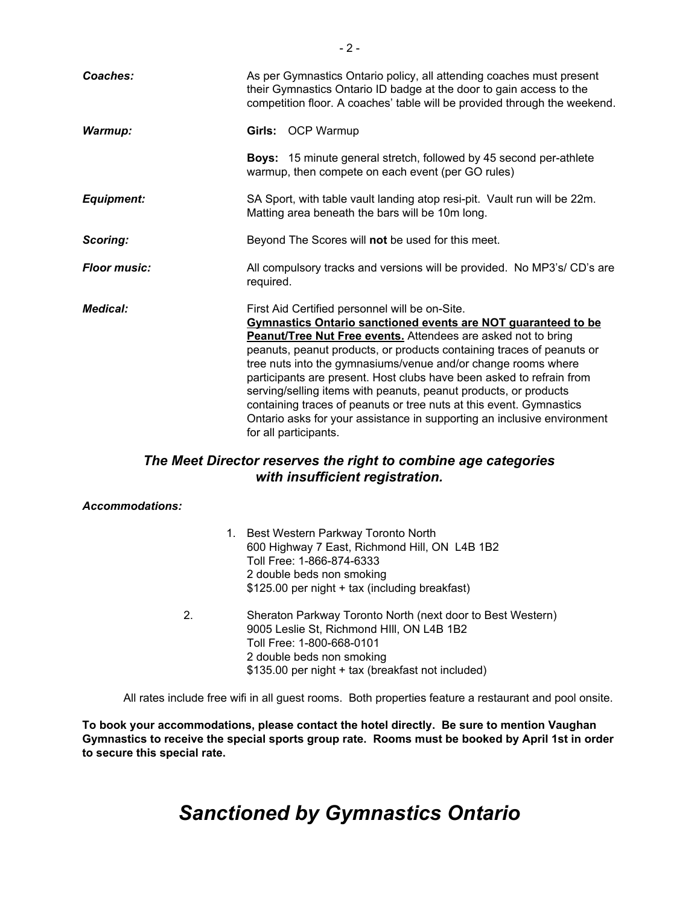***Coaches:*** As per Gymnastics Ontario policy, all attending coaches must present their Gymnastics Ontario ID badge at the door to gain access to the competition floor. A coaches' table will be provided through the weekend.

***Warmup:*** **Girls:** OCP Warmup

**Boys:** 15 minute general stretch, followed by 45 second per-athlete warmup, then compete on each event (per GO rules)

***Equipment:*** SA Sport, with table vault landing atop resi-pit. Vault run will be 22m. Matting area beneath the bars will be 10m long.

***Scoring:*** Beyond The Scores will **not** be used for this meet.

***Floor music:*** All compulsory tracks and versions will be provided. No MP3's/ CD's are required.

***Medical:*** First Aid Certified personnel will be on-Site.
**Gymnastics Ontario sanctioned events are NOT guaranteed to be Peanut/Tree Nut Free events.** Attendees are asked not to bring peanuts, peanut products, or products containing traces of peanuts or tree nuts into the gymnasiums/venue and/or change rooms where participants are present. Host clubs have been asked to refrain from serving/selling items with peanuts, peanut products, or products containing traces of peanuts or tree nuts at this event. Gymnastics Ontario asks for your assistance in supporting an inclusive environment for all participants.

***The Meet Director reserves the right to combine age categories with insufficient registration.***

***Accommodations:***

1. Best Western Parkway Toronto North
   600 Highway 7 East, Richmond Hill, ON L4B 1B2
   Toll Free: 1-866-874-6333
   2 double beds non smoking
   $125.00 per night + tax (including breakfast)

2. Sheraton Parkway Toronto North (next door to Best Western)
   9005 Leslie St, Richmond HIll, ON L4B 1B2
   Toll Free: 1-800-668-0101
   2 double beds non smoking
   $135.00 per night + tax (breakfast not included)

All rates include free wifi in all guest rooms. Both properties feature a restaurant and pool onsite.

**To book your accommodations, please contact the hotel directly. Be sure to mention Vaughan Gymnastics to receive the special sports group rate. Rooms must be booked by April 1st in order to secure this special rate.**

# *Sanctioned by Gymnastics Ontario*